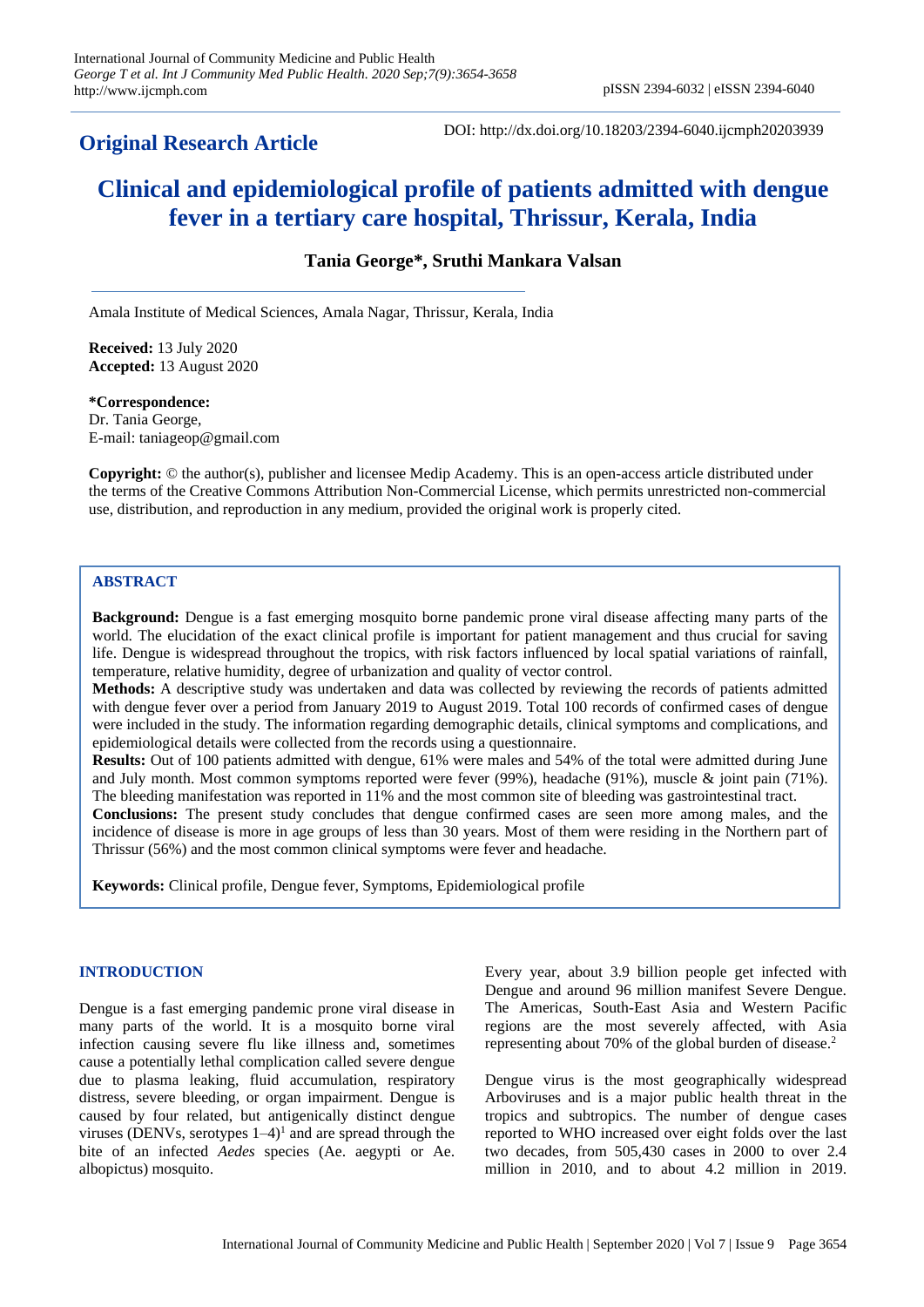## Original Research Article

DOI: http://dx.doi.org/10.18203/2394-6040.ijcmph20203939

# Clinical and epidemiological profile of patients admitted with dengue fever in a tertiary care hospital, Thrissur, Kerala, India

**Tania George*, Sruthi Mankara Valsan**

Amala Institute of Medical Sciences, Amala Nagar, Thrissur, Kerala, India

**Received:** 13 July 2020
**Accepted:** 13 August 2020

**\*Correspondence:**
Dr. Tania George,
E-mail: taniageop@gmail.com

**Copyright:** © the author(s), publisher and licensee Medip Academy. This is an open-access article distributed under the terms of the Creative Commons Attribution Non-Commercial License, which permits unrestricted non-commercial use, distribution, and reproduction in any medium, provided the original work is properly cited.

## ABSTRACT

**Background:** Dengue is a fast emerging mosquito borne pandemic prone viral disease affecting many parts of the world. The elucidation of the exact clinical profile is important for patient management and thus crucial for saving life. Dengue is widespread throughout the tropics, with risk factors influenced by local spatial variations of rainfall, temperature, relative humidity, degree of urbanization and quality of vector control.

**Methods:** A descriptive study was undertaken and data was collected by reviewing the records of patients admitted with dengue fever over a period from January 2019 to August 2019. Total 100 records of confirmed cases of dengue were included in the study. The information regarding demographic details, clinical symptoms and complications, and epidemiological details were collected from the records using a questionnaire.

**Results:** Out of 100 patients admitted with dengue, 61% were males and 54% of the total were admitted during June and July month. Most common symptoms reported were fever (99%), headache (91%), muscle & joint pain (71%). The bleeding manifestation was reported in 11% and the most common site of bleeding was gastrointestinal tract.

**Conclusions:** The present study concludes that dengue confirmed cases are seen more among males, and the incidence of disease is more in age groups of less than 30 years. Most of them were residing in the Northern part of Thrissur (56%) and the most common clinical symptoms were fever and headache.

**Keywords:** Clinical profile, Dengue fever, Symptoms, Epidemiological profile

## INTRODUCTION

Dengue is a fast emerging pandemic prone viral disease in many parts of the world. It is a mosquito borne viral infection causing severe flu like illness and, sometimes cause a potentially lethal complication called severe dengue due to plasma leaking, fluid accumulation, respiratory distress, severe bleeding, or organ impairment. Dengue is caused by four related, but antigenically distinct dengue viruses (DENVs, serotypes 1–4)[1] and are spread through the bite of an infected *Aedes* species (Ae. aegypti or Ae. albopictus) mosquito.

Every year, about 3.9 billion people get infected with Dengue and around 96 million manifest Severe Dengue. The Americas, South-East Asia and Western Pacific regions are the most severely affected, with Asia representing about 70% of the global burden of disease.[2]

Dengue virus is the most geographically widespread Arboviruses and is a major public health threat in the tropics and subtropics. The number of dengue cases reported to WHO increased over eight folds over the last two decades, from 505,430 cases in 2000 to over 2.4 million in 2010, and to about 4.2 million in 2019.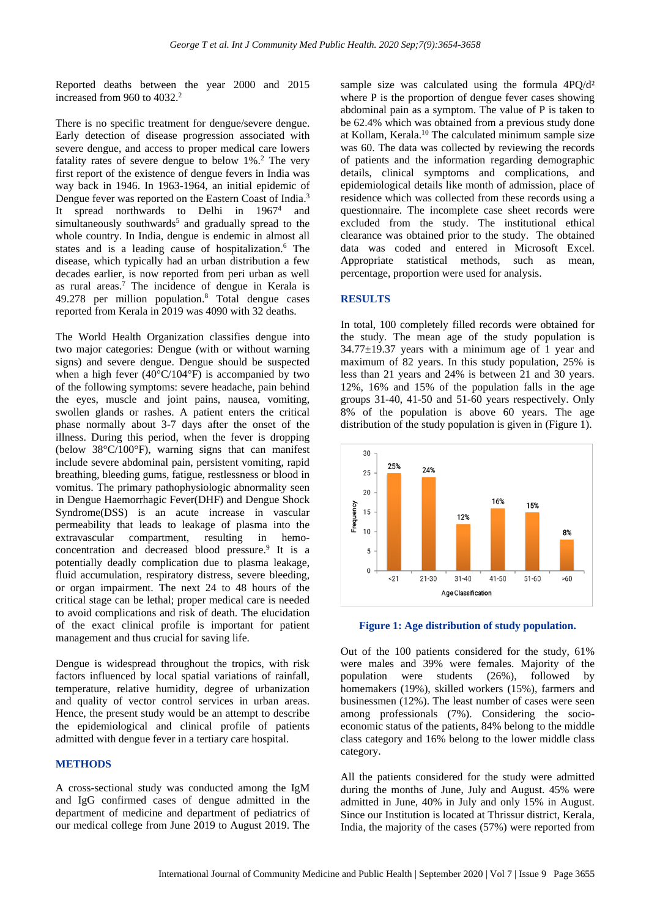Reported deaths between the year 2000 and 2015 increased from 960 to 4032.[2]

There is no specific treatment for dengue/severe dengue. Early detection of disease progression associated with severe dengue, and access to proper medical care lowers fatality rates of severe dengue to below 1%.[2] The very first report of the existence of dengue fevers in India was way back in 1946. In 1963-1964, an initial epidemic of Dengue fever was reported on the Eastern Coast of India.[3] It spread northwards to Delhi in 1967[4] and simultaneously southwards[5] and gradually spread to the whole country. In India, dengue is endemic in almost all states and is a leading cause of hospitalization.[6] The disease, which typically had an urban distribution a few decades earlier, is now reported from peri urban as well as rural areas.[7] The incidence of dengue in Kerala is 49.278 per million population.[8] Total dengue cases reported from Kerala in 2019 was 4090 with 32 deaths.

The World Health Organization classifies dengue into two major categories: Dengue (with or without warning signs) and severe dengue. Dengue should be suspected when a high fever (40°C/104°F) is accompanied by two of the following symptoms: severe headache, pain behind the eyes, muscle and joint pains, nausea, vomiting, swollen glands or rashes. A patient enters the critical phase normally about 3-7 days after the onset of the illness. During this period, when the fever is dropping (below 38°C/100°F), warning signs that can manifest include severe abdominal pain, persistent vomiting, rapid breathing, bleeding gums, fatigue, restlessness or blood in vomitus. The primary pathophysiologic abnormality seen in Dengue Haemorrhagic Fever(DHF) and Dengue Shock Syndrome(DSS) is an acute increase in vascular permeability that leads to leakage of plasma into the extravascular compartment, resulting in hemo-concentration and decreased blood pressure.[9] It is a potentially deadly complication due to plasma leakage, fluid accumulation, respiratory distress, severe bleeding, or organ impairment. The next 24 to 48 hours of the critical stage can be lethal; proper medical care is needed to avoid complications and risk of death. The elucidation of the exact clinical profile is important for patient management and thus crucial for saving life.

Dengue is widespread throughout the tropics, with risk factors influenced by local spatial variations of rainfall, temperature, relative humidity, degree of urbanization and quality of vector control services in urban areas. Hence, the present study would be an attempt to describe the epidemiological and clinical profile of patients admitted with dengue fever in a tertiary care hospital.

## METHODS

A cross-sectional study was conducted among the IgM and IgG confirmed cases of dengue admitted in the department of medicine and department of pediatrics of our medical college from June 2019 to August 2019. The sample size was calculated using the formula $4PQ/d^2$ where P is the proportion of dengue fever cases showing abdominal pain as a symptom. The value of P is taken to be 62.4% which was obtained from a previous study done at Kollam, Kerala.[10] The calculated minimum sample size was 60. The data was collected by reviewing the records of patients and the information regarding demographic details, clinical symptoms and complications, and epidemiological details like month of admission, place of residence which was collected from these records using a questionnaire. The incomplete case sheet records were excluded from the study. The institutional ethical clearance was obtained prior to the study. The obtained data was coded and entered in Microsoft Excel. Appropriate statistical methods, such as mean, percentage, proportion were used for analysis.

## RESULTS

In total, 100 completely filled records were obtained for the study. The mean age of the study population is 34.77±19.37 years with a minimum age of 1 year and maximum of 82 years. In this study population, 25% is less than 21 years and 24% is between 21 and 30 years. 12%, 16% and 15% of the population falls in the age groups 31-40, 41-50 and 51-60 years respectively. Only 8% of the population is above 60 years. The age distribution of the study population is given in (Figure 1).

Frequency
30
25
20
15
10
5
0
25%
24%
12%
16%
15%
8%
<21
21-30
31-40
41-50
51-60
>60
Age Classification

**Figure 1: Age distribution of study population.**

Out of the 100 patients considered for the study, 61% were males and 39% were females. Majority of the population were students (26%), followed by homemakers (19%), skilled workers (15%), farmers and businessmen (12%). The least number of cases were seen among professionals (7%). Considering the socio-economic status of the patients, 84% belong to the middle class category and 16% belong to the lower middle class category.

All the patients considered for the study were admitted during the months of June, July and August. 45% were admitted in June, 40% in July and only 15% in August. Since our Institution is located at Thrissur district, Kerala, India, the majority of the cases (57%) were reported from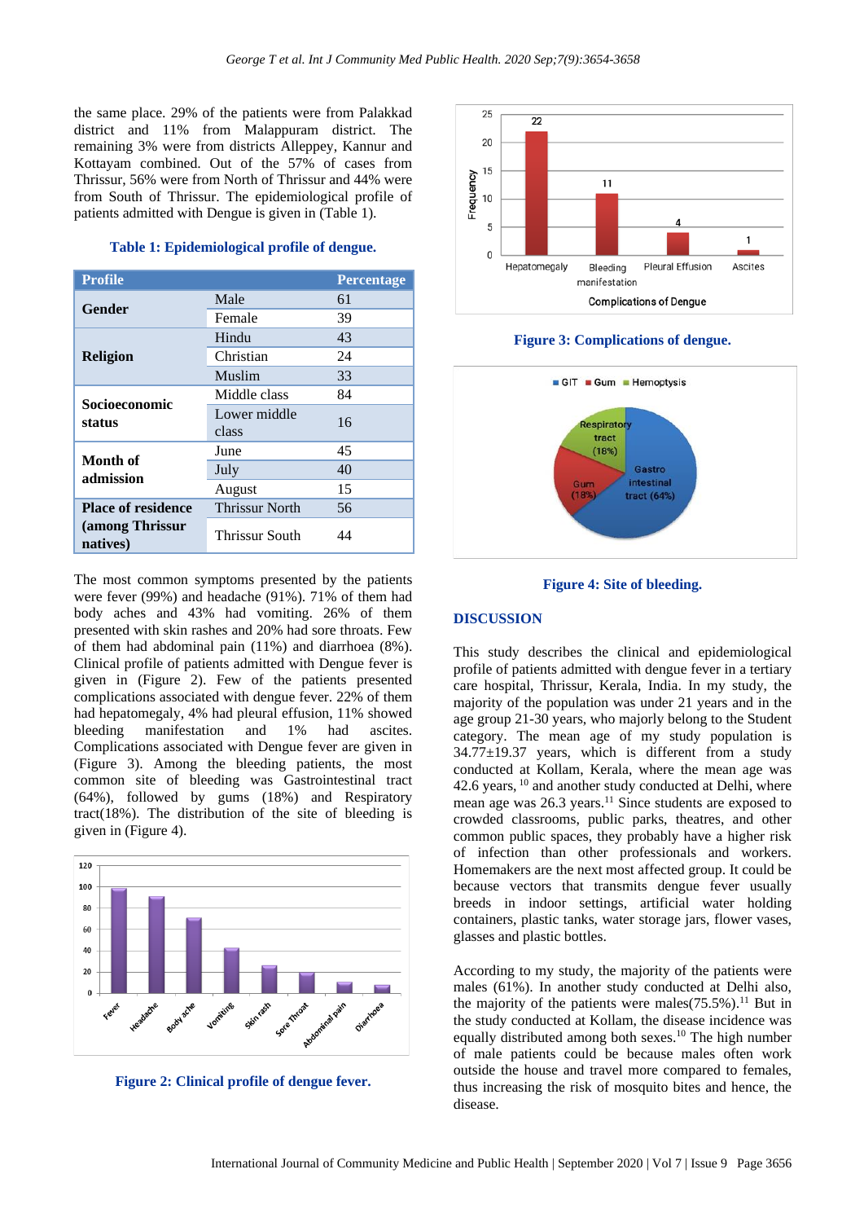the same place. 29% of the patients were from Palakkad district and 11% from Malappuram district. The remaining 3% were from districts Alleppey, Kannur and Kottayam combined. Out of the 57% of cases from Thrissur, 56% were from North of Thrissur and 44% were from South of Thrissur. The epidemiological profile of patients admitted with Dengue is given in (Table 1).

**Table 1: Epidemiological profile of dengue.**

| Profile | | Percentage |
|---|---|---|
| **Gender** | Male | 61 |
| | Female | 39 |
| **Religion** | Hindu | 43 |
| | Christian | 24 |
| | Muslim | 33 |
| **Socioeconomic status** | Middle class | 84 |
| | Lower middle class | 16 |
| **Month of admission** | June | 45 |
| | July | 40 |
| | August | 15 |
| **Place of residence (among Thrissur natives)** | Thrissur North | 56 |
| | Thrissur South | 44 |

The most common symptoms presented by the patients were fever (99%) and headache (91%). 71% of them had body aches and 43% had vomiting. 26% of them presented with skin rashes and 20% had sore throats. Few of them had abdominal pain (11%) and diarrhoea (8%). Clinical profile of patients admitted with Dengue fever is given in (Figure 2). Few of the patients presented complications associated with dengue fever. 22% of them had hepatomegaly, 4% had pleural effusion, 11% showed bleeding manifestation and 1% had ascites. Complications associated with Dengue fever are given in (Figure 3). Among the bleeding patients, the most common site of bleeding was Gastrointestinal tract (64%), followed by gums (18%) and Respiratory tract(18%). The distribution of the site of bleeding is given in (Figure 4).

120
100
80
60
40
20
0
Fever
Headache
Body ache
Vomiting
Skin rash
Sore Throat
Abdominal pain
Diarrhoea

**Figure 2: Clinical profile of dengue fever.**

Frequency
25
20
15
10
5
0
22
11
4
1
Hepatomegaly
Bleeding manifestation
Pleural Effusion
Ascites
Complications of Dengue

**Figure 3: Complications of dengue.**

GIT
Gum
Hemoptysis
Respiratory tract (18%)
Gum (18%)
Gastro intestinal tract (64%)

**Figure 4: Site of bleeding.**

## DISCUSSION

This study describes the clinical and epidemiological profile of patients admitted with dengue fever in a tertiary care hospital, Thrissur, Kerala, India. In my study, the majority of the population was under 21 years and in the age group 21-30 years, who majorly belong to the Student category. The mean age of my study population is 34.77±19.37 years, which is different from a study conducted at Kollam, Kerala, where the mean age was 42.6 years, [10] and another study conducted at Delhi, where mean age was 26.3 years.[11] Since students are exposed to crowded classrooms, public parks, theatres, and other common public spaces, they probably have a higher risk of infection than other professionals and workers. Homemakers are the next most affected group. It could be because vectors that transmits dengue fever usually breeds in indoor settings, artificial water holding containers, plastic tanks, water storage jars, flower vases, glasses and plastic bottles.

According to my study, the majority of the patients were males (61%). In another study conducted at Delhi also, the majority of the patients were males(75.5%).[11] But in the study conducted at Kollam, the disease incidence was equally distributed among both sexes.[10] The high number of male patients could be because males often work outside the house and travel more compared to females, thus increasing the risk of mosquito bites and hence, the disease.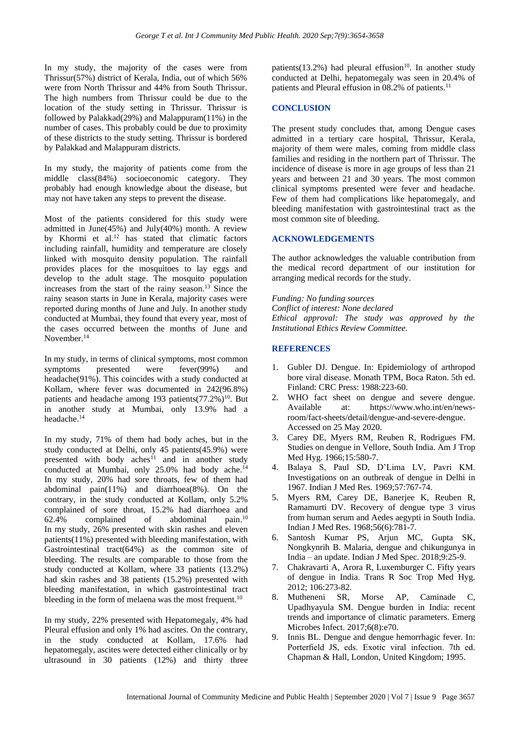In my study, the majority of the cases were from Thrissur(57%) district of Kerala, India, out of which 56% were from North Thrissur and 44% from South Thrissur. The high numbers from Thrissur could be due to the location of the study setting in Thrissur. Thrissur is followed by Palakkad(29%) and Malappuram(11%) in the number of cases. This probably could be due to proximity of these districts to the study setting. Thrissur is bordered by Palakkad and Malappuram districts.

In my study, the majority of patients come from the middle class(84%) socioeconomic category. They probably had enough knowledge about the disease, but may not have taken any steps to prevent the disease.

Most of the patients considered for this study were admitted in June(45%) and July(40%) month. A review by Khormi et al.[12] has stated that climatic factors including rainfall, humidity and temperature are closely linked with mosquito density population. The rainfall provides places for the mosquitoes to lay eggs and develop to the adult stage. The mosquito population increases from the start of the rainy season.[13] Since the rainy season starts in June in Kerala, majority cases were reported during months of June and July. In another study conducted at Mumbai, they found that every year, most of the cases occurred between the months of June and November.[14]

In my study, in terms of clinical symptoms, most common symptoms presented were fever(99%) and headache(91%). This coincides with a study conducted at Kollam, where fever was documented in 242(96.8%) patients and headache among 193 patients(77.2%)[10]. But in another study at Mumbai, only 13.9% had a headache.[14]

In my study, 71% of them had body aches, but in the study conducted at Delhi, only 45 patients(45.9%) were presented with body aches[11] and in another study conducted at Mumbai, only 25.0% had body ache.[14] In my study, 20% had sore throats, few of them had abdominal pain(11%) and diarrhoea(8%). On the contrary, in the study conducted at Kollam, only 5.2% complained of sore throat, 15.2% had diarrhoea and 62.4% complained of abdominal pain.[10] In my study, 26% presented with skin rashes and eleven patients(11%) presented with bleeding manifestation, with Gastrointestinal tract(64%) as the common site of bleeding. The results are comparable to those from the study conducted at Kollam, where 33 patients (13.2%) had skin rashes and 38 patients (15.2%) presented with bleeding manifestation, in which gastrointestinal tract bleeding in the form of melaena was the most frequent.[10]

In my study, 22% presented with Hepatomegaly, 4% had Pleural effusion and only 1% had ascites. On the contrary, in the study conducted at Kollam, 17.6% had hepatomegaly, ascites were detected either clinically or by ultrasound in 30 patients (12%) and thirty three patients(13.2%) had pleural effusion[10]. In another study conducted at Delhi, hepatomegaly was seen in 20.4% of patients and Pleural effusion in 08.2% of patients.[11]

## CONCLUSION

The present study concludes that, among Dengue cases admitted in a tertiary care hospital, Thrissur, Kerala, majority of them were males, coming from middle class families and residing in the northern part of Thrissur. The incidence of disease is more in age groups of less than 21 years and between 21 and 30 years. The most common clinical symptoms presented were fever and headache. Few of them had complications like hepatomegaly, and bleeding manifestation with gastrointestinal tract as the most common site of bleeding.

## ACKNOWLEDGEMENTS

The author acknowledges the valuable contribution from the medical record department of our institution for arranging medical records for the study.

*Funding: No funding sources*
*Conflict of interest: None declared*
*Ethical approval: The study was approved by the Institutional Ethics Review Committee.*

## REFERENCES

1. Gubler DJ. Dengue. In: Epidemiology of arthropod bore viral disease. Monath TPM, Boca Raton. 5th ed. Finland: CRC Press: 1988:223-60.
2. WHO fact sheet on dengue and severe dengue. Available at: https://www.who.int/en/news-room/fact-sheets/detail/dengue-and-severe-dengue. Accessed on 25 May 2020.
3. Carey DE, Myers RM, Reuben R, Rodrigues FM. Studies on dengue in Vellore, South India. Am J Trop Med Hyg. 1966;15:580-7.
4. Balaya S, Paul SD, D'Lima LV, Pavri KM. Investigations on an outbreak of dengue in Delhi in 1967. Indian J Med Res. 1969;57:767-74.
5. Myers RM, Carey DE, Banerjee K, Reuben R, Ramamurti DV. Recovery of dengue type 3 virus from human serum and Aedes aegypti in South India. Indian J Med Res. 1968;56(6):781-7.
6. Santosh Kumar PS, Arjun MC, Gupta SK, Nongkynrih B. Malaria, dengue and chikungunya in India – an update. Indian J Med Spec. 2018;9:25-9.
7. Chakravarti A, Arora R, Luxemburger C. Fifty years of dengue in India. Trans R Soc Trop Med Hyg. 2012; 106:273-82.
8. Mutheneni SR, Morse AP, Caminade C, Upadhyayula SM. Dengue burden in India: recent trends and importance of climatic parameters. Emerg Microbes Infect. 2017;6(8):e70.
9. Innis BL. Dengue and dengue hemorrhagic fever. In: Porterfield JS, eds. Exotic viral infection. 7th ed. Chapman & Hall, London, United Kingdom; 1995.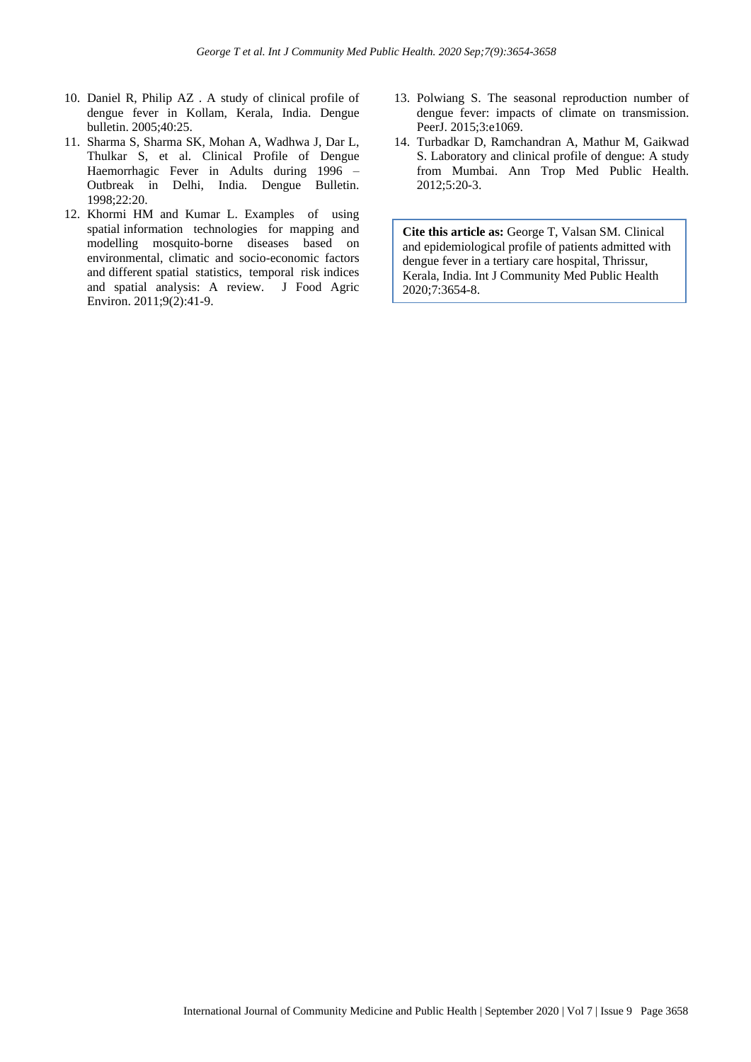10. Daniel R, Philip AZ . A study of clinical profile of dengue fever in Kollam, Kerala, India. Dengue bulletin. 2005;40:25.
11. Sharma S, Sharma SK, Mohan A, Wadhwa J, Dar L, Thulkar S, et al. Clinical Profile of Dengue Haemorrhagic Fever in Adults during 1996 – Outbreak in Delhi, India. Dengue Bulletin. 1998;22:20.
12. Khormi HM and Kumar L. Examples of using spatial information technologies for mapping and modelling mosquito-borne diseases based on environmental, climatic and socio-economic factors and different spatial statistics, temporal risk indices and spatial analysis: A review. J Food Agric Environ. 2011;9(2):41-9.
13. Polwiang S. The seasonal reproduction number of dengue fever: impacts of climate on transmission. PeerJ. 2015;3:e1069.
14. Turbadkar D, Ramchandran A, Mathur M, Gaikwad S. Laboratory and clinical profile of dengue: A study from Mumbai. Ann Trop Med Public Health. 2012;5:20-3.

**Cite this article as:** George T, Valsan SM. Clinical and epidemiological profile of patients admitted with dengue fever in a tertiary care hospital, Thrissur, Kerala, India. Int J Community Med Public Health 2020;7:3654-8.